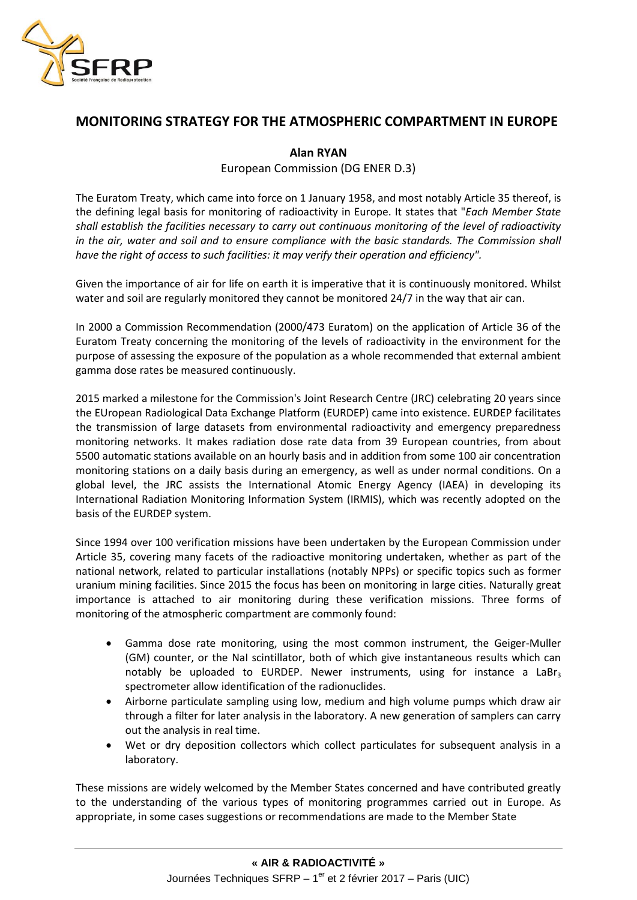# MONITORING STRATEGY FOR THE ATMOSPHERIC COMPARTMENT IN EUROPE

**Alan RYAN**

European Commission (DG ENER D.3)

The Euratom Treaty, which came into force on 1 January 1958, and most notably Article 35 thereof, is the defining legal basis for monitoring of radioactivity in Europe. It states that "*Each Member State shall establish the facilities necessary to carry out continuous monitoring of the level of radioactivity in the air, water and soil and to ensure compliance with the basic standards. The Commission shall have the right of access to such facilities: it may verify their operation and efficiency".*

Given the importance of air for life on earth it is imperative that it is continuously monitored. Whilst water and soil are regularly monitored they cannot be monitored 24/7 in the way that air can.

In 2000 a Commission Recommendation (2000/473 Euratom) on the application of Article 36 of the Euratom Treaty concerning the monitoring of the levels of radioactivity in the environment for the purpose of assessing the exposure of the population as a whole recommended that external ambient gamma dose rates be measured continuously.

2015 marked a milestone for the Commission's Joint Research Centre (JRC) celebrating 20 years since the EUropean Radiological Data Exchange Platform (EURDEP) came into existence. EURDEP facilitates the transmission of large datasets from environmental radioactivity and emergency preparedness monitoring networks. It makes radiation dose rate data from 39 European countries, from about 5500 automatic stations available on an hourly basis and in addition from some 100 air concentration monitoring stations on a daily basis during an emergency, as well as under normal conditions. On a global level, the JRC assists the International Atomic Energy Agency (IAEA) in developing its International Radiation Monitoring Information System (IRMIS), which was recently adopted on the basis of the EURDEP system.

Since 1994 over 100 verification missions have been undertaken by the European Commission under Article 35, covering many facets of the radioactive monitoring undertaken, whether as part of the national network, related to particular installations (notably NPPs) or specific topics such as former uranium mining facilities. Since 2015 the focus has been on monitoring in large cities. Naturally great importance is attached to air monitoring during these verification missions. Three forms of monitoring of the atmospheric compartment are commonly found:

- Gamma dose rate monitoring, using the most common instrument, the Geiger-Muller (GM) counter, or the NaI scintillator, both of which give instantaneous results which can notably be uploaded to EURDEP. Newer instruments, using for instance a $LaBr_3$ spectrometer allow identification of the radionuclides.
- Airborne particulate sampling using low, medium and high volume pumps which draw air through a filter for later analysis in the laboratory. A new generation of samplers can carry out the analysis in real time.
- Wet or dry deposition collectors which collect particulates for subsequent analysis in a laboratory.

These missions are widely welcomed by the Member States concerned and have contributed greatly to the understanding of the various types of monitoring programmes carried out in Europe. As appropriate, in some cases suggestions or recommendations are made to the Member State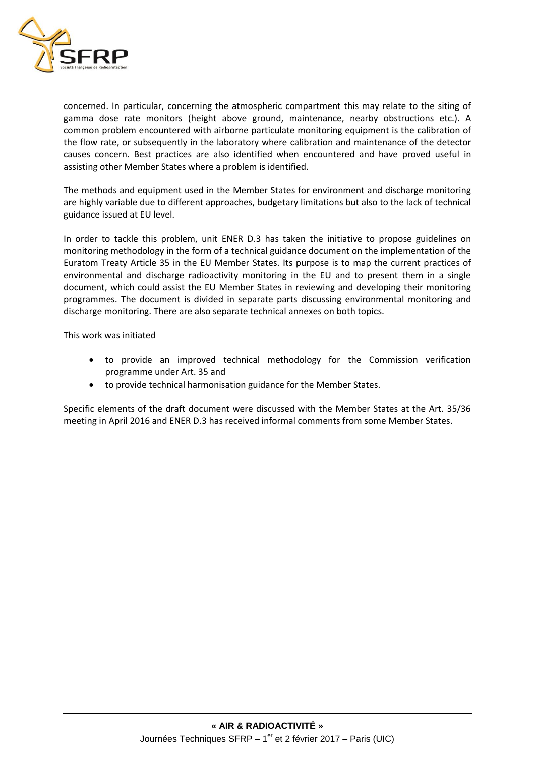concerned. In particular, concerning the atmospheric compartment this may relate to the siting of gamma dose rate monitors (height above ground, maintenance, nearby obstructions etc.). A common problem encountered with airborne particulate monitoring equipment is the calibration of the flow rate, or subsequently in the laboratory where calibration and maintenance of the detector causes concern. Best practices are also identified when encountered and have proved useful in assisting other Member States where a problem is identified.

The methods and equipment used in the Member States for environment and discharge monitoring are highly variable due to different approaches, budgetary limitations but also to the lack of technical guidance issued at EU level.

In order to tackle this problem, unit ENER D.3 has taken the initiative to propose guidelines on monitoring methodology in the form of a technical guidance document on the implementation of the Euratom Treaty Article 35 in the EU Member States. Its purpose is to map the current practices of environmental and discharge radioactivity monitoring in the EU and to present them in a single document, which could assist the EU Member States in reviewing and developing their monitoring programmes. The document is divided in separate parts discussing environmental monitoring and discharge monitoring. There are also separate technical annexes on both topics.

This work was initiated

- to provide an improved technical methodology for the Commission verification programme under Art. 35 and
- to provide technical harmonisation guidance for the Member States.

Specific elements of the draft document were discussed with the Member States at the Art. 35/36 meeting in April 2016 and ENER D.3 has received informal comments from some Member States.